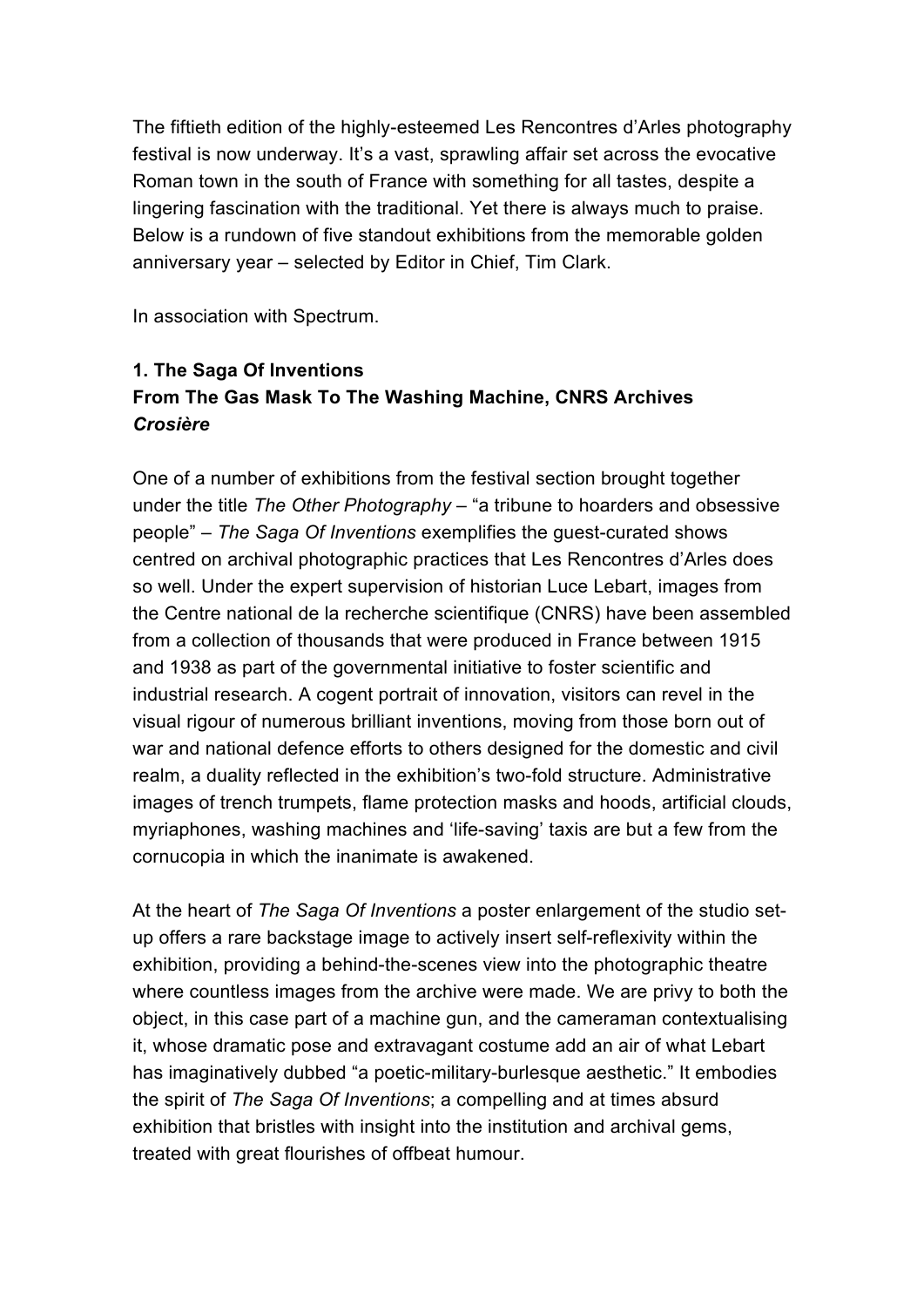The fiftieth edition of the highly-esteemed Les Rencontres d'Arles photography festival is now underway. It's a vast, sprawling affair set across the evocative Roman town in the south of France with something for all tastes, despite a lingering fascination with the traditional. Yet there is always much to praise. Below is a rundown of five standout exhibitions from the memorable golden anniversary year – selected by Editor in Chief, Tim Clark.

In association with Spectrum.

**1. The Saga Of Inventions**
**From The Gas Mask To The Washing Machine, CNRS Archives**
***Crosière***

One of a number of exhibitions from the festival section brought together under the title *The Other Photography* – "a tribune to hoarders and obsessive people" – *The Saga Of Inventions* exemplifies the guest-curated shows centred on archival photographic practices that Les Rencontres d'Arles does so well. Under the expert supervision of historian Luce Lebart, images from the Centre national de la recherche scientifique (CNRS) have been assembled from a collection of thousands that were produced in France between 1915 and 1938 as part of the governmental initiative to foster scientific and industrial research. A cogent portrait of innovation, visitors can revel in the visual rigour of numerous brilliant inventions, moving from those born out of war and national defence efforts to others designed for the domestic and civil realm, a duality reflected in the exhibition's two-fold structure. Administrative images of trench trumpets, flame protection masks and hoods, artificial clouds, myriaphones, washing machines and 'life-saving' taxis are but a few from the cornucopia in which the inanimate is awakened.

At the heart of *The Saga Of Inventions* a poster enlargement of the studio set-up offers a rare backstage image to actively insert self-reflexivity within the exhibition, providing a behind-the-scenes view into the photographic theatre where countless images from the archive were made. We are privy to both the object, in this case part of a machine gun, and the cameraman contextualising it, whose dramatic pose and extravagant costume add an air of what Lebart has imaginatively dubbed "a poetic-military-burlesque aesthetic." It embodies the spirit of *The Saga Of Inventions*; a compelling and at times absurd exhibition that bristles with insight into the institution and archival gems, treated with great flourishes of offbeat humour.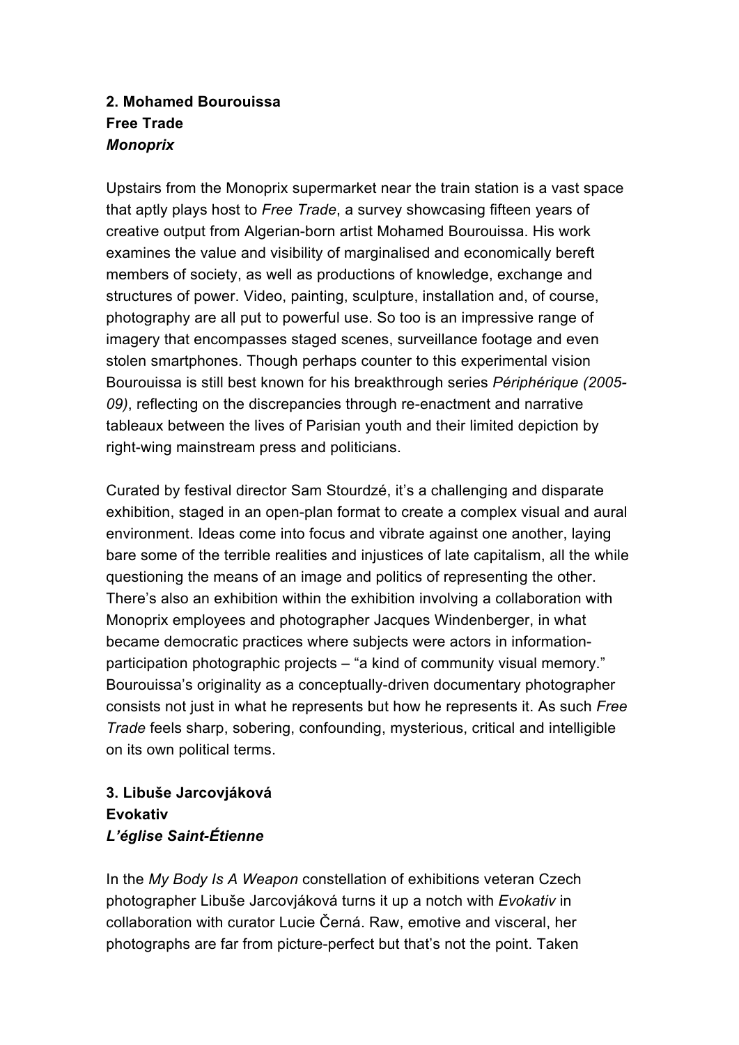**2. Mohamed Bourouissa**
**Free Trade**
***Monoprix***

Upstairs from the Monoprix supermarket near the train station is a vast space that aptly plays host to *Free Trade*, a survey showcasing fifteen years of creative output from Algerian-born artist Mohamed Bourouissa. His work examines the value and visibility of marginalised and economically bereft members of society, as well as productions of knowledge, exchange and structures of power. Video, painting, sculpture, installation and, of course, photography are all put to powerful use. So too is an impressive range of imagery that encompasses staged scenes, surveillance footage and even stolen smartphones. Though perhaps counter to this experimental vision Bourouissa is still best known for his breakthrough series *Périphérique (2005-09)*, reflecting on the discrepancies through re-enactment and narrative tableaux between the lives of Parisian youth and their limited depiction by right-wing mainstream press and politicians.

Curated by festival director Sam Stourdzé, it's a challenging and disparate exhibition, staged in an open-plan format to create a complex visual and aural environment. Ideas come into focus and vibrate against one another, laying bare some of the terrible realities and injustices of late capitalism, all the while questioning the means of an image and politics of representing the other. There's also an exhibition within the exhibition involving a collaboration with Monoprix employees and photographer Jacques Windenberger, in what became democratic practices where subjects were actors in information-participation photographic projects – "a kind of community visual memory." Bourouissa's originality as a conceptually-driven documentary photographer consists not just in what he represents but how he represents it. As such *Free Trade* feels sharp, sobering, confounding, mysterious, critical and intelligible on its own political terms.

**3. Libuše Jarcovjáková**
**Evokativ**
***L'église Saint-Étienne***

In the *My Body Is A Weapon* constellation of exhibitions veteran Czech photographer Libuše Jarcovjáková turns it up a notch with *Evokativ* in collaboration with curator Lucie Černá. Raw, emotive and visceral, her photographs are far from picture-perfect but that's not the point. Taken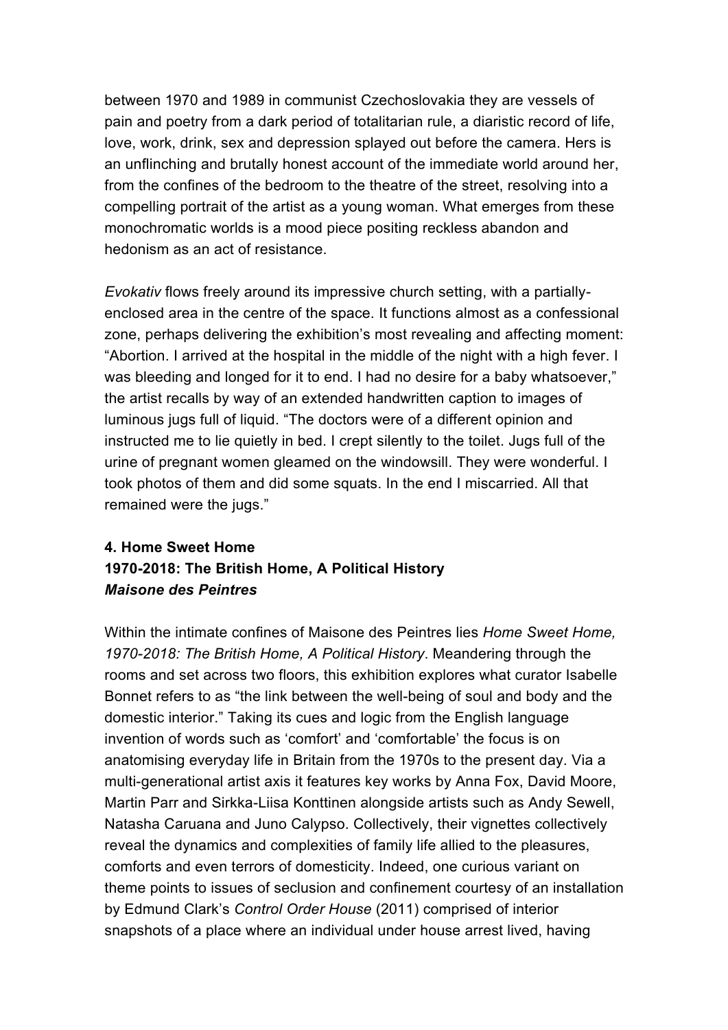between 1970 and 1989 in communist Czechoslovakia they are vessels of pain and poetry from a dark period of totalitarian rule, a diaristic record of life, love, work, drink, sex and depression splayed out before the camera. Hers is an unflinching and brutally honest account of the immediate world around her, from the confines of the bedroom to the theatre of the street, resolving into a compelling portrait of the artist as a young woman. What emerges from these monochromatic worlds is a mood piece positing reckless abandon and hedonism as an act of resistance.

*Evokativ* flows freely around its impressive church setting, with a partially-enclosed area in the centre of the space. It functions almost as a confessional zone, perhaps delivering the exhibition's most revealing and affecting moment: "Abortion. I arrived at the hospital in the middle of the night with a high fever. I was bleeding and longed for it to end. I had no desire for a baby whatsoever," the artist recalls by way of an extended handwritten caption to images of luminous jugs full of liquid. "The doctors were of a different opinion and instructed me to lie quietly in bed. I crept silently to the toilet. Jugs full of the urine of pregnant women gleamed on the windowsill. They were wonderful. I took photos of them and did some squats. In the end I miscarried. All that remained were the jugs."

### 4. Home Sweet Home
### 1970-2018: The British Home, A Political History
### *Maisone des Peintres*

Within the intimate confines of Maisone des Peintres lies *Home Sweet Home, 1970-2018: The British Home, A Political History*. Meandering through the rooms and set across two floors, this exhibition explores what curator Isabelle Bonnet refers to as "the link between the well-being of soul and body and the domestic interior." Taking its cues and logic from the English language invention of words such as 'comfort' and 'comfortable' the focus is on anatomising everyday life in Britain from the 1970s to the present day. Via a multi-generational artist axis it features key works by Anna Fox, David Moore, Martin Parr and Sirkka-Liisa Konttinen alongside artists such as Andy Sewell, Natasha Caruana and Juno Calypso. Collectively, their vignettes collectively reveal the dynamics and complexities of family life allied to the pleasures, comforts and even terrors of domesticity. Indeed, one curious variant on theme points to issues of seclusion and confinement courtesy of an installation by Edmund Clark's *Control Order House* (2011) comprised of interior snapshots of a place where an individual under house arrest lived, having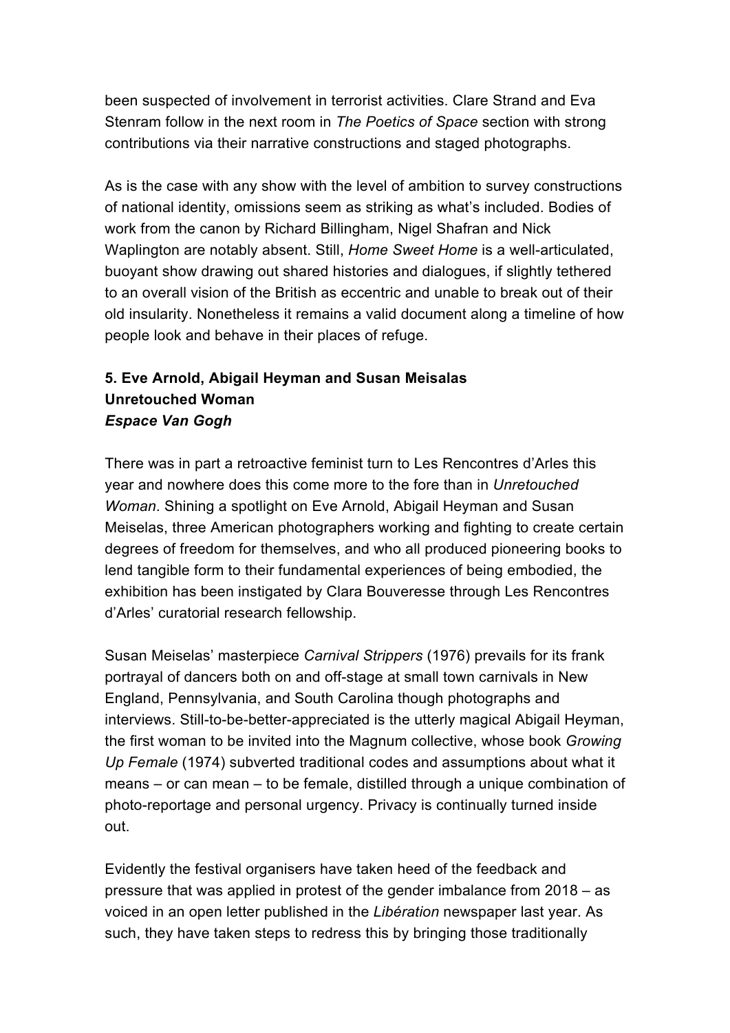been suspected of involvement in terrorist activities. Clare Strand and Eva Stenram follow in the next room in *The Poetics of Space* section with strong contributions via their narrative constructions and staged photographs.

As is the case with any show with the level of ambition to survey constructions of national identity, omissions seem as striking as what's included. Bodies of work from the canon by Richard Billingham, Nigel Shafran and Nick Waplington are notably absent. Still, *Home Sweet Home* is a well-articulated, buoyant show drawing out shared histories and dialogues, if slightly tethered to an overall vision of the British as eccentric and unable to break out of their old insularity. Nonetheless it remains a valid document along a timeline of how people look and behave in their places of refuge.

**5. Eve Arnold, Abigail Heyman and Susan Meisalas**
**Unretouched Woman**
***Espace Van Gogh***

There was in part a retroactive feminist turn to Les Rencontres d'Arles this year and nowhere does this come more to the fore than in *Unretouched Woman*. Shining a spotlight on Eve Arnold, Abigail Heyman and Susan Meiselas, three American photographers working and fighting to create certain degrees of freedom for themselves, and who all produced pioneering books to lend tangible form to their fundamental experiences of being embodied, the exhibition has been instigated by Clara Bouveresse through Les Rencontres d'Arles' curatorial research fellowship.

Susan Meiselas' masterpiece *Carnival Strippers* (1976) prevails for its frank portrayal of dancers both on and off-stage at small town carnivals in New England, Pennsylvania, and South Carolina though photographs and interviews. Still-to-be-better-appreciated is the utterly magical Abigail Heyman, the first woman to be invited into the Magnum collective, whose book *Growing Up Female* (1974) subverted traditional codes and assumptions about what it means – or can mean – to be female, distilled through a unique combination of photo-reportage and personal urgency. Privacy is continually turned inside out.

Evidently the festival organisers have taken heed of the feedback and pressure that was applied in protest of the gender imbalance from 2018 – as voiced in an open letter published in the *Libération* newspaper last year. As such, they have taken steps to redress this by bringing those traditionally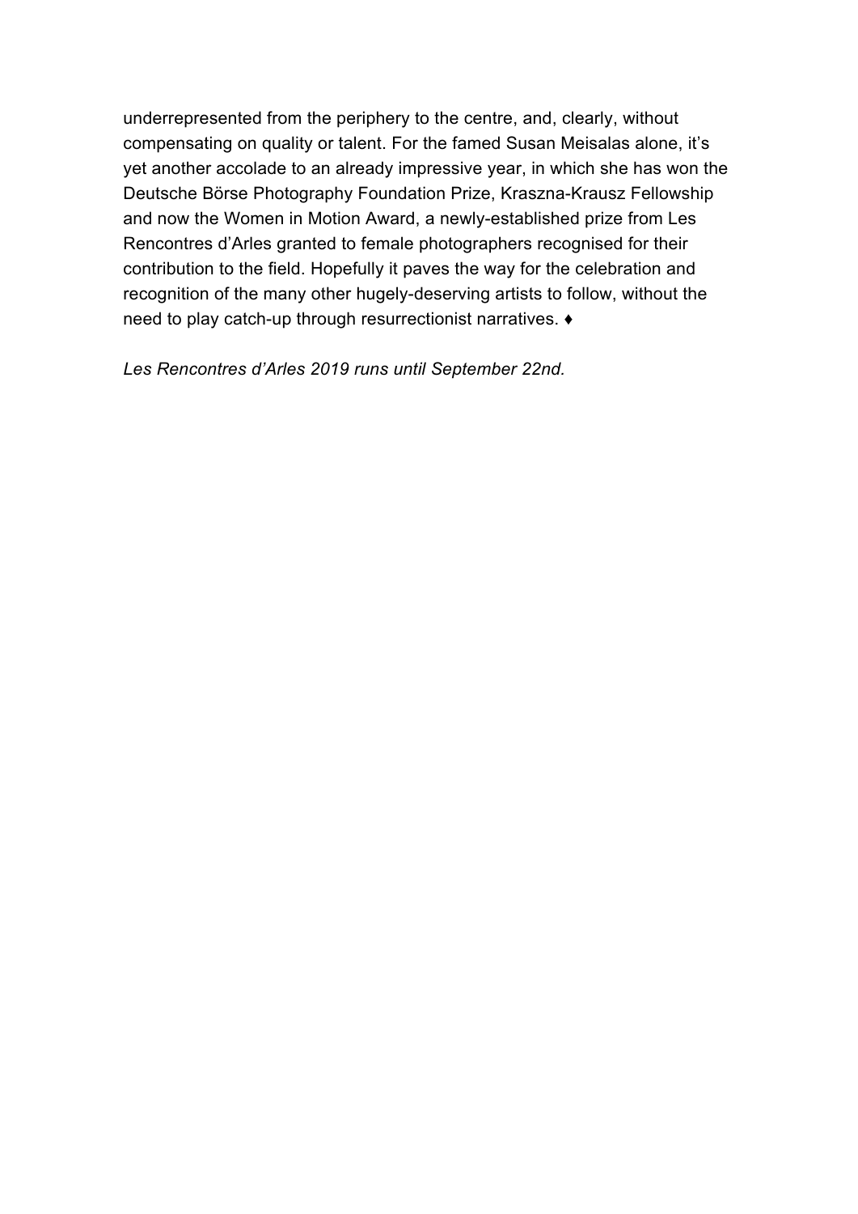underrepresented from the periphery to the centre, and, clearly, without compensating on quality or talent. For the famed Susan Meisalas alone, it's yet another accolade to an already impressive year, in which she has won the Deutsche Börse Photography Foundation Prize, Kraszna-Krausz Fellowship and now the Women in Motion Award, a newly-established prize from Les Rencontres d'Arles granted to female photographers recognised for their contribution to the field. Hopefully it paves the way for the celebration and recognition of the many other hugely-deserving artists to follow, without the need to play catch-up through resurrectionist narratives. ♦

*Les Rencontres d'Arles 2019 runs until September 22nd.*